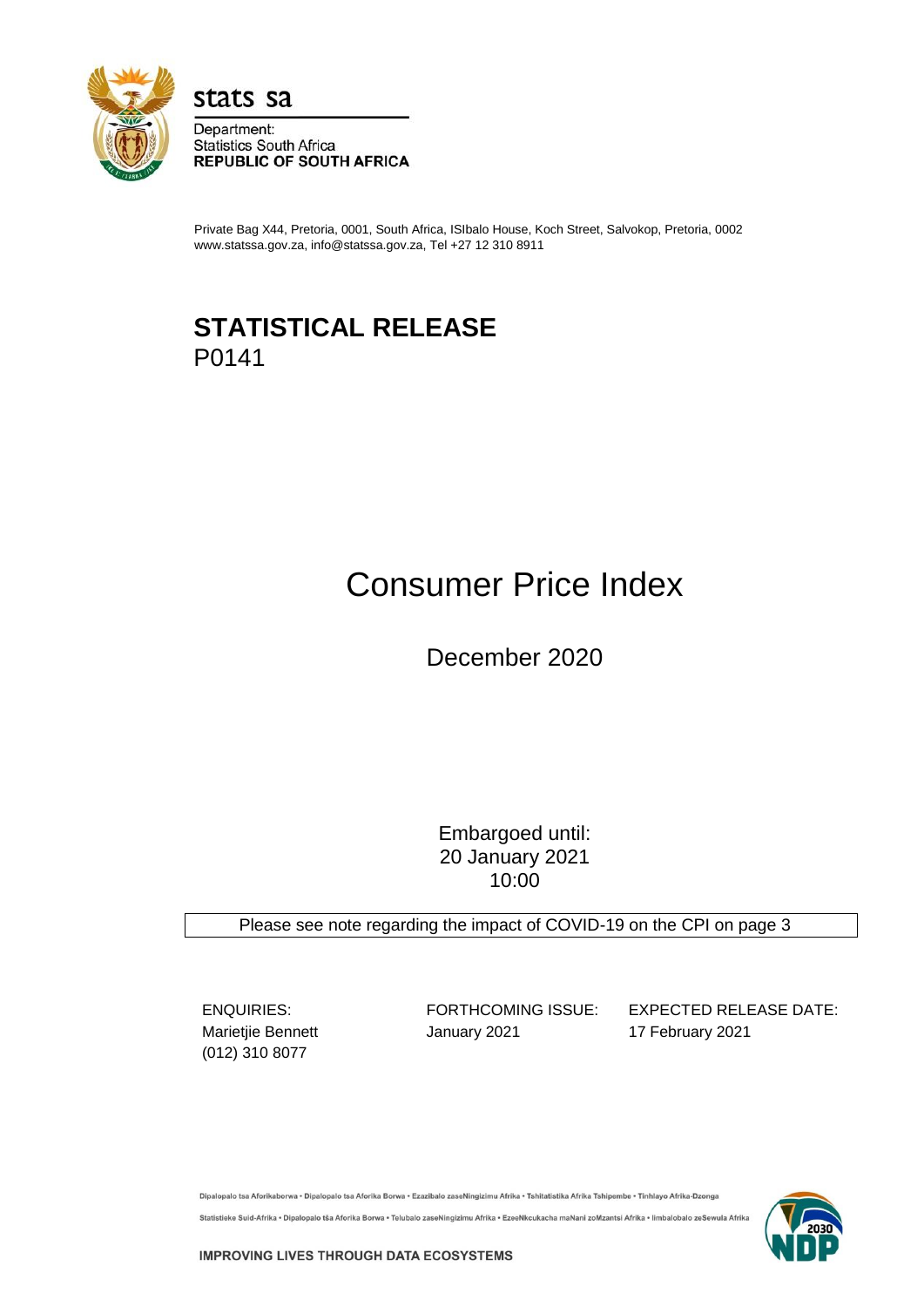stats sa

Department:
Statistics South Africa
**REPUBLIC OF SOUTH AFRICA**

Private Bag X44, Pretoria, 0001, South Africa, ISIbalo House, Koch Street, Salvokop, Pretoria, 0002
www.statssa.gov.za, info@statssa.gov.za, Tel +27 12 310 8911

# STATISTICAL RELEASE

P0141

# Consumer Price Index

## December 2020

Embargoed until:
20 January 2021
10:00

Please see note regarding the impact of COVID-19 on the CPI on page 3

| ENQUIRIES: | FORTHCOMING ISSUE: | EXPECTED RELEASE DATE: |
|---|---|---|
| Marietjie Bennett<br>(012) 310 8077 | January 2021 | 17 February 2021 |

Dipalopalo tsa Aforikaborwa • Dipalopalo tsa Aforika Borwa • Ezazibalo zaseNingizimu Afrika • Tshitatistika Afrika Tshipembe • Tinhlayo Afrika-Dzonga

Statistieke Suid-Afrika • Dipalopalo tša Aforika Borwa • Telubalo zaseNingizimu Afrika • EzeeNkcukacha maNani zoMzantsi Afrika • Iimbalobalo zeSewula Afrika

**IMPROVING LIVES THROUGH DATA ECOSYSTEMS**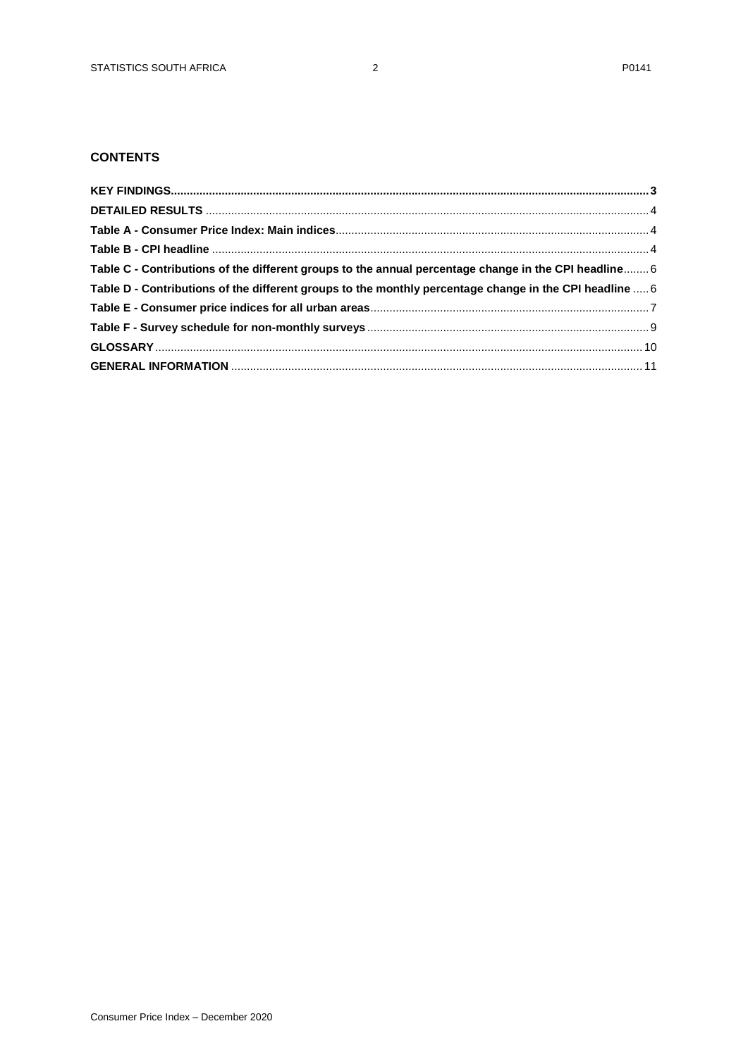## CONTENTS

**KEY FINDINGS** ..... 3

**DETAILED RESULTS** ..... 4

**Table A - Consumer Price Index: Main indices** ..... 4

**Table B - CPI headline** ..... 4

**Table C - Contributions of the different groups to the annual percentage change in the CPI headline** ..... 6

**Table D - Contributions of the different groups to the monthly percentage change in the CPI headline** ..... 6

**Table E - Consumer price indices for all urban areas** ..... 7

**Table F - Survey schedule for non-monthly surveys** ..... 9

**GLOSSARY** ..... 10

**GENERAL INFORMATION** ..... 11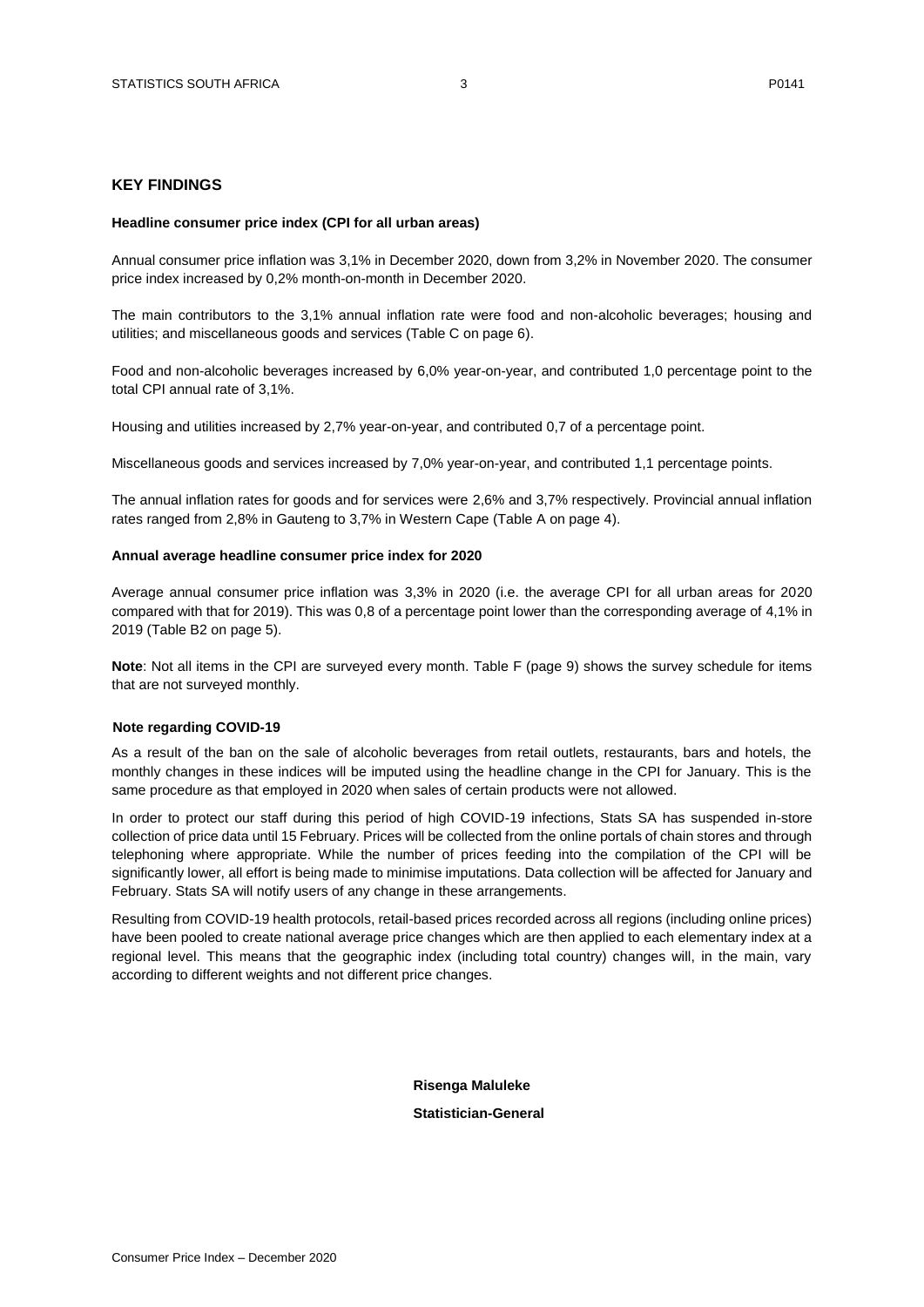## KEY FINDINGS

### Headline consumer price index (CPI for all urban areas)

Annual consumer price inflation was 3,1% in December 2020, down from 3,2% in November 2020. The consumer price index increased by 0,2% month-on-month in December 2020.

The main contributors to the 3,1% annual inflation rate were food and non-alcoholic beverages; housing and utilities; and miscellaneous goods and services (Table C on page 6).

Food and non-alcoholic beverages increased by 6,0% year-on-year, and contributed 1,0 percentage point to the total CPI annual rate of 3,1%.

Housing and utilities increased by 2,7% year-on-year, and contributed 0,7 of a percentage point.

Miscellaneous goods and services increased by 7,0% year-on-year, and contributed 1,1 percentage points.

The annual inflation rates for goods and for services were 2,6% and 3,7% respectively. Provincial annual inflation rates ranged from 2,8% in Gauteng to 3,7% in Western Cape (Table A on page 4).

### Annual average headline consumer price index for 2020

Average annual consumer price inflation was 3,3% in 2020 (i.e. the average CPI for all urban areas for 2020 compared with that for 2019). This was 0,8 of a percentage point lower than the corresponding average of 4,1% in 2019 (Table B2 on page 5).

**Note**: Not all items in the CPI are surveyed every month. Table F (page 9) shows the survey schedule for items that are not surveyed monthly.

### Note regarding COVID-19

As a result of the ban on the sale of alcoholic beverages from retail outlets, restaurants, bars and hotels, the monthly changes in these indices will be imputed using the headline change in the CPI for January. This is the same procedure as that employed in 2020 when sales of certain products were not allowed.

In order to protect our staff during this period of high COVID-19 infections, Stats SA has suspended in-store collection of price data until 15 February. Prices will be collected from the online portals of chain stores and through telephoning where appropriate. While the number of prices feeding into the compilation of the CPI will be significantly lower, all effort is being made to minimise imputations. Data collection will be affected for January and February. Stats SA will notify users of any change in these arrangements.

Resulting from COVID-19 health protocols, retail-based prices recorded across all regions (including online prices) have been pooled to create national average price changes which are then applied to each elementary index at a regional level. This means that the geographic index (including total country) changes will, in the main, vary according to different weights and not different price changes.

**Risenga Maluleke**

**Statistician-General**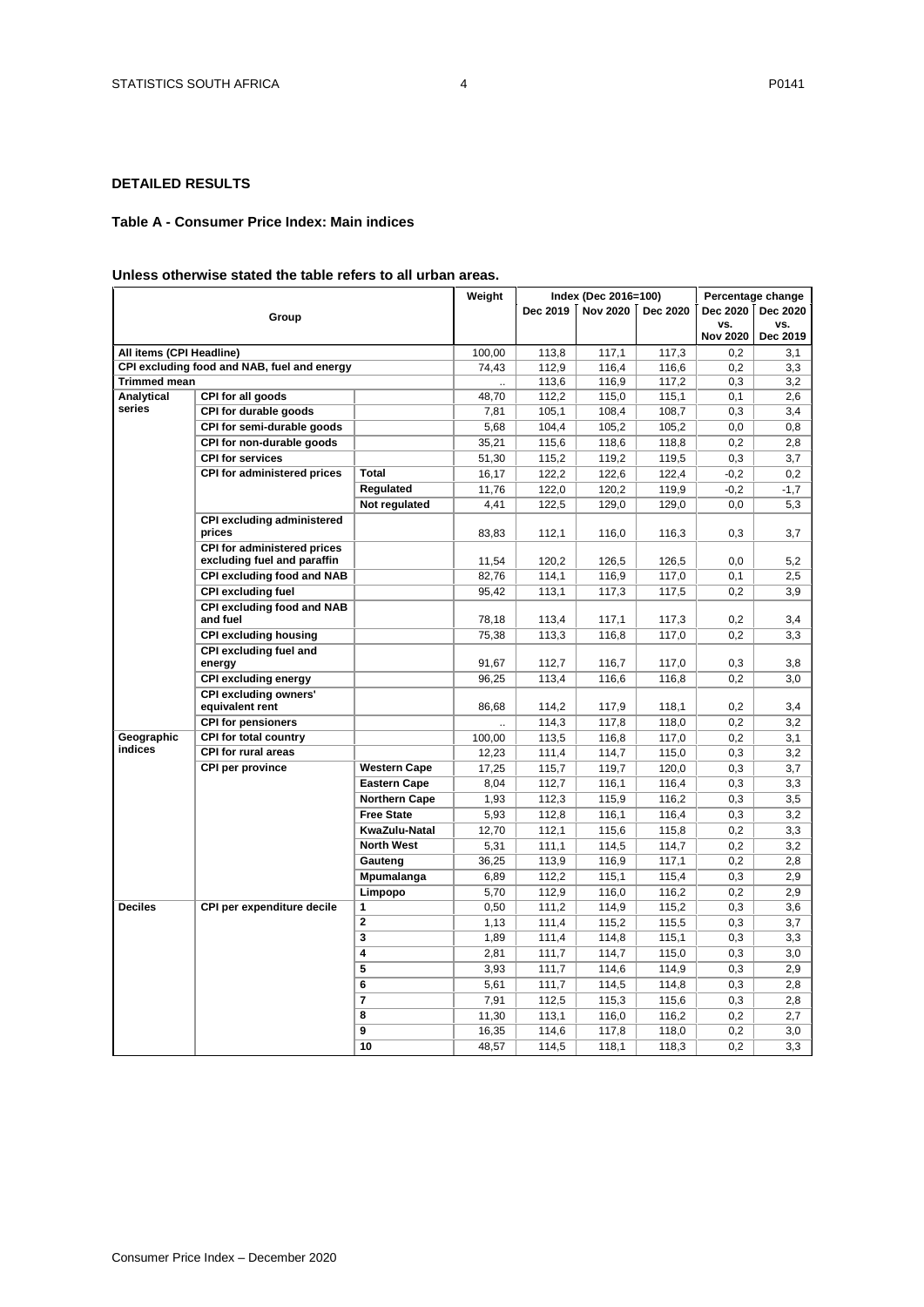## DETAILED RESULTS

### Table A - Consumer Price Index: Main indices

**Unless otherwise stated the table refers to all urban areas.**

| Group | | | Weight | Index (Dec 2016=100) | | | Percentage change | |
|---|---|---|---|---|---|---|---|---|
| | | | | Dec 2019 | Nov 2020 | Dec 2020 | Dec 2020 vs. Nov 2020 | Dec 2020 vs. Dec 2019 |
| **All items (CPI Headline)** | | | 100,00 | 113,8 | 117,1 | 117,3 | 0,2 | 3,1 |
| **CPI excluding food and NAB, fuel and energy** | | | 74,43 | 112,9 | 116,4 | 116,6 | 0,2 | 3,3 |
| **Trimmed mean** | | | .. | 113,6 | 116,9 | 117,2 | 0,3 | 3,2 |
| **Analytical series** | **CPI for all goods** | | 48,70 | 112,2 | 115,0 | 115,1 | 0,1 | 2,6 |
| | **CPI for durable goods** | | 7,81 | 105,1 | 108,4 | 108,7 | 0,3 | 3,4 |
| | **CPI for semi-durable goods** | | 5,68 | 104,4 | 105,2 | 105,2 | 0,0 | 0,8 |
| | **CPI for non-durable goods** | | 35,21 | 115,6 | 118,6 | 118,8 | 0,2 | 2,8 |
| | **CPI for services** | | 51,30 | 115,2 | 119,2 | 119,5 | 0,3 | 3,7 |
| | **CPI for administered prices** | **Total** | 16,17 | 122,2 | 122,6 | 122,4 | -0,2 | 0,2 |
| | | **Regulated** | 11,76 | 122,0 | 120,2 | 119,9 | -0,2 | -1,7 |
| | | **Not regulated** | 4,41 | 122,5 | 129,0 | 129,0 | 0,0 | 5,3 |
| | **CPI excluding administered prices** | | 83,83 | 112,1 | 116,0 | 116,3 | 0,3 | 3,7 |
| | **CPI for administered prices excluding fuel and paraffin** | | 11,54 | 120,2 | 126,5 | 126,5 | 0,0 | 5,2 |
| | **CPI excluding food and NAB** | | 82,76 | 114,1 | 116,9 | 117,0 | 0,1 | 2,5 |
| | **CPI excluding fuel** | | 95,42 | 113,1 | 117,3 | 117,5 | 0,2 | 3,9 |
| | **CPI excluding food and NAB and fuel** | | 78,18 | 113,4 | 117,1 | 117,3 | 0,2 | 3,4 |
| | **CPI excluding housing** | | 75,38 | 113,3 | 116,8 | 117,0 | 0,2 | 3,3 |
| | **CPI excluding fuel and energy** | | 91,67 | 112,7 | 116,7 | 117,0 | 0,3 | 3,8 |
| | **CPI excluding energy** | | 96,25 | 113,4 | 116,6 | 116,8 | 0,2 | 3,0 |
| | **CPI excluding owners' equivalent rent** | | 86,68 | 114,2 | 117,9 | 118,1 | 0,2 | 3,4 |
| | **CPI for pensioners** | | .. | 114,3 | 117,8 | 118,0 | 0,2 | 3,2 |
| **Geographic indices** | **CPI for total country** | | 100,00 | 113,5 | 116,8 | 117,0 | 0,2 | 3,1 |
| | **CPI for rural areas** | | 12,23 | 111,4 | 114,7 | 115,0 | 0,3 | 3,2 |
| | **CPI per province** | **Western Cape** | 17,25 | 115,7 | 119,7 | 120,0 | 0,3 | 3,7 |
| | | **Eastern Cape** | 8,04 | 112,7 | 116,1 | 116,4 | 0,3 | 3,3 |
| | | **Northern Cape** | 1,93 | 112,3 | 115,9 | 116,2 | 0,3 | 3,5 |
| | | **Free State** | 5,93 | 112,8 | 116,1 | 116,4 | 0,3 | 3,2 |
| | | **KwaZulu-Natal** | 12,70 | 112,1 | 115,6 | 115,8 | 0,2 | 3,3 |
| | | **North West** | 5,31 | 111,1 | 114,5 | 114,7 | 0,2 | 3,2 |
| | | **Gauteng** | 36,25 | 113,9 | 116,9 | 117,1 | 0,2 | 2,8 |
| | | **Mpumalanga** | 6,89 | 112,2 | 115,1 | 115,4 | 0,3 | 2,9 |
| | | **Limpopo** | 5,70 | 112,9 | 116,0 | 116,2 | 0,2 | 2,9 |
| **Deciles** | **CPI per expenditure decile** | **1** | 0,50 | 111,2 | 114,9 | 115,2 | 0,3 | 3,6 |
| | | **2** | 1,13 | 111,4 | 115,2 | 115,5 | 0,3 | 3,7 |
| | | **3** | 1,89 | 111,4 | 114,8 | 115,1 | 0,3 | 3,3 |
| | | **4** | 2,81 | 111,7 | 114,7 | 115,0 | 0,3 | 3,0 |
| | | **5** | 3,93 | 111,7 | 114,6 | 114,9 | 0,3 | 2,9 |
| | | **6** | 5,61 | 111,7 | 114,5 | 114,8 | 0,3 | 2,8 |
| | | **7** | 7,91 | 112,5 | 115,3 | 115,6 | 0,3 | 2,8 |
| | | **8** | 11,30 | 113,1 | 116,0 | 116,2 | 0,2 | 2,7 |
| | | **9** | 16,35 | 114,6 | 117,8 | 118,0 | 0,2 | 3,0 |
| | | **10** | 48,57 | 114,5 | 118,1 | 118,3 | 0,2 | 3,3 |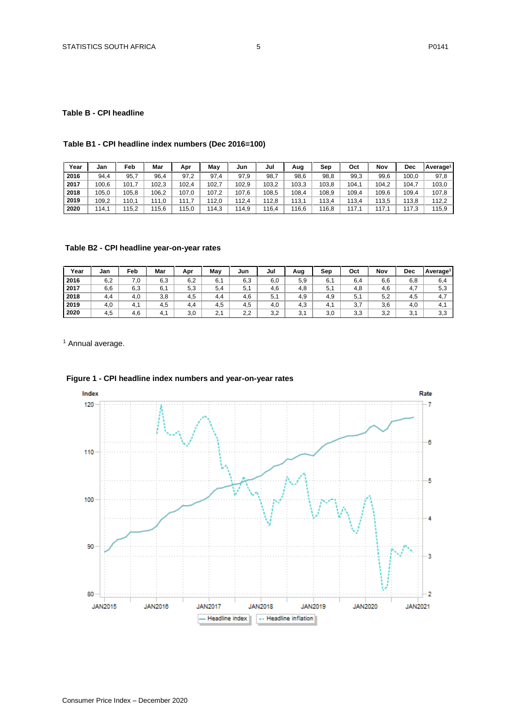## Table B - CPI headline

### Table B1 - CPI headline index numbers (Dec 2016=100)

| Year | Jan | Feb | Mar | Apr | May | Jun | Jul | Aug | Sep | Oct | Nov | Dec | Average[1] |
|---|---|---|---|---|---|---|---|---|---|---|---|---|---|
| 2016 | 94,4 | 95,7 | 96,4 | 97,2 | 97,4 | 97,9 | 98,7 | 98,6 | 98,8 | 99,3 | 99,6 | 100,0 | 97,8 |
| 2017 | 100,6 | 101,7 | 102,3 | 102,4 | 102,7 | 102,9 | 103,2 | 103,3 | 103,8 | 104,1 | 104,2 | 104,7 | 103,0 |
| 2018 | 105,0 | 105,8 | 106,2 | 107,0 | 107,2 | 107,6 | 108,5 | 108,4 | 108,9 | 109,4 | 109,6 | 109,4 | 107,8 |
| 2019 | 109,2 | 110,1 | 111,0 | 111,7 | 112,0 | 112,4 | 112,8 | 113,1 | 113,4 | 113,4 | 113,5 | 113,8 | 112,2 |
| 2020 | 114,1 | 115,2 | 115,6 | 115,0 | 114,3 | 114,9 | 116,4 | 116,6 | 116,8 | 117,1 | 117,1 | 117,3 | 115,9 |

### Table B2 - CPI headline year-on-year rates

| Year | Jan | Feb | Mar | Apr | May | Jun | Jul | Aug | Sep | Oct | Nov | Dec | Average[1] |
|---|---|---|---|---|---|---|---|---|---|---|---|---|---|
| 2016 | 6,2 | 7,0 | 6,3 | 6,2 | 6,1 | 6,3 | 6,0 | 5,9 | 6,1 | 6,4 | 6,6 | 6,8 | 6,4 |
| 2017 | 6,6 | 6,3 | 6,1 | 5,3 | 5,4 | 5,1 | 4,6 | 4,8 | 5,1 | 4,8 | 4,6 | 4,7 | 5,3 |
| 2018 | 4,4 | 4,0 | 3,8 | 4,5 | 4,4 | 4,6 | 5,1 | 4,9 | 4,9 | 5,1 | 5,2 | 4,5 | 4,7 |
| 2019 | 4,0 | 4,1 | 4,5 | 4,4 | 4,5 | 4,5 | 4,0 | 4,3 | 4,1 | 3,7 | 3,6 | 4,0 | 4,1 |
| 2020 | 4,5 | 4,6 | 4,1 | 3,0 | 2,1 | 2,2 | 3,2 | 3,1 | 3,0 | 3,3 | 3,2 | 3,1 | 3,3 |

[1] Annual average.

**Figure 1 - CPI headline index numbers and year-on-year rates**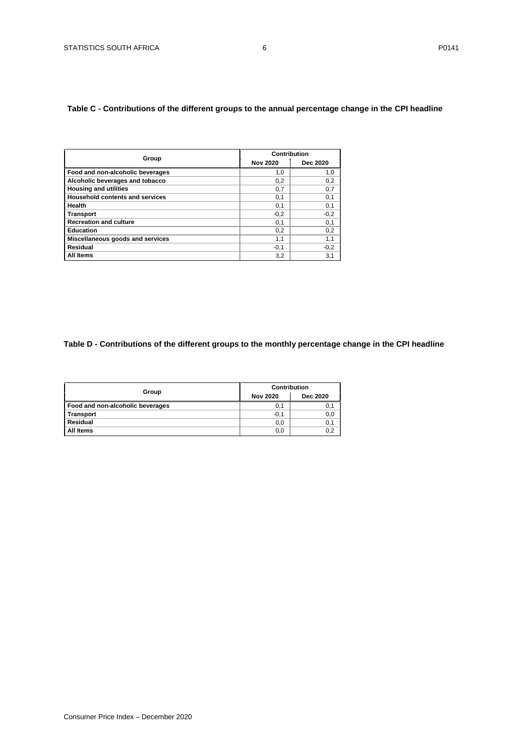**Table C - Contributions of the different groups to the annual percentage change in the CPI headline**

| Group | Contribution | |
|---|---|---|
| | Nov 2020 | Dec 2020 |
| **Food and non-alcoholic beverages** | 1,0 | 1,0 |
| **Alcoholic beverages and tobacco** | 0,2 | 0,2 |
| **Housing and utilities** | 0,7 | 0,7 |
| **Household contents and services** | 0,1 | 0,1 |
| **Health** | 0,1 | 0,1 |
| **Transport** | -0,2 | -0,2 |
| **Recreation and culture** | 0,1 | 0,1 |
| **Education** | 0,2 | 0,2 |
| **Miscellaneous goods and services** | 1,1 | 1,1 |
| **Residual** | -0,1 | -0,2 |
| **All Items** | 3,2 | 3,1 |

**Table D - Contributions of the different groups to the monthly percentage change in the CPI headline**

| Group | Contribution | |
|---|---|---|
| | Nov 2020 | Dec 2020 |
| **Food and non-alcoholic beverages** | 0,1 | 0,1 |
| **Transport** | -0,1 | 0,0 |
| **Residual** | 0,0 | 0,1 |
| **All Items** | 0,0 | 0,2 |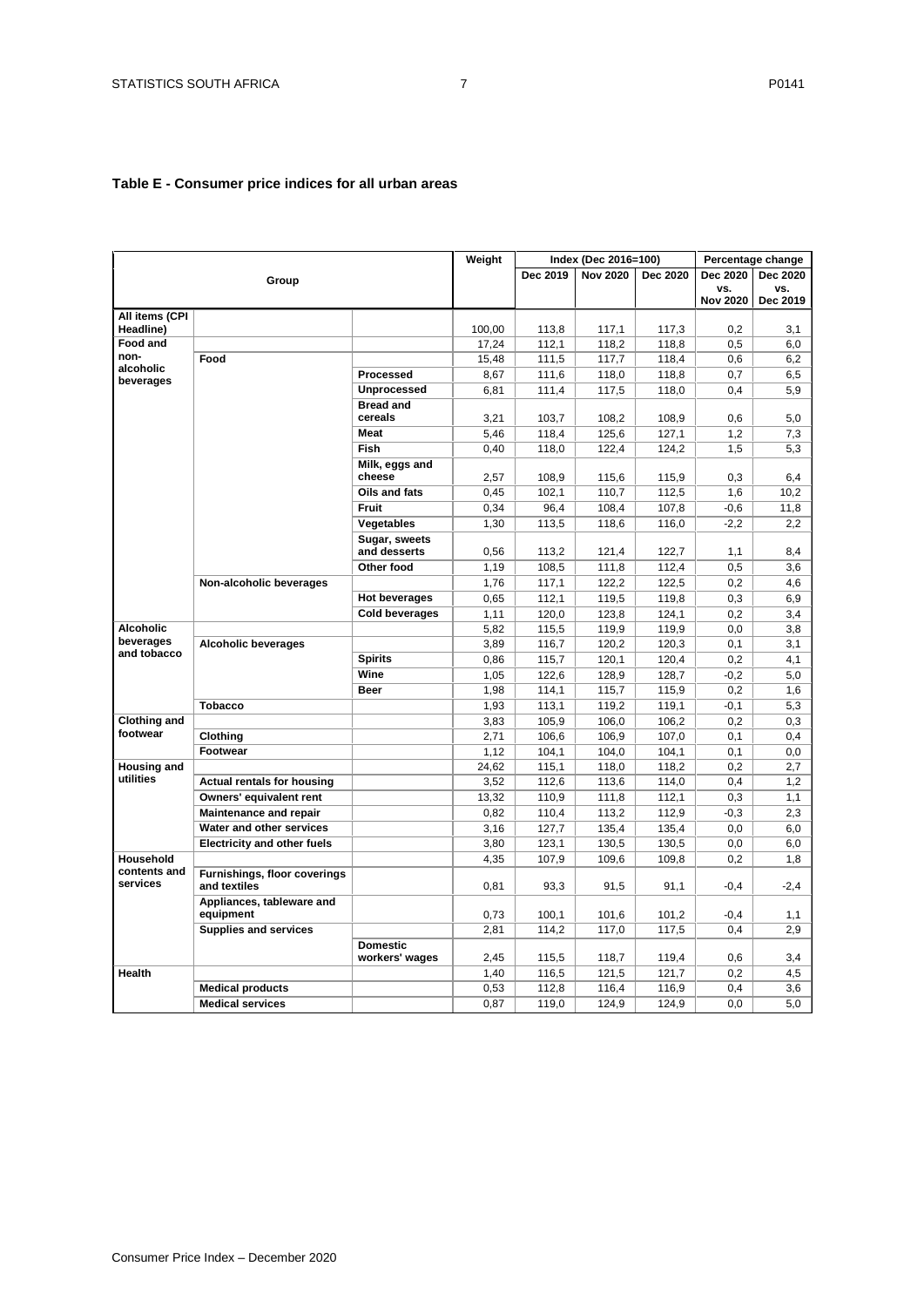**Table E - Consumer price indices for all urban areas**

| Group | | | Weight | Index (Dec 2016=100) | | | Percentage change | |
|---|---|---|---|---|---|---|---|---|
| | | | | Dec 2019 | Nov 2020 | Dec 2020 | Dec 2020 vs. Nov 2020 | Dec 2020 vs. Dec 2019 |
| All items (CPI Headline) | | | 100,00 | 113,8 | 117,1 | 117,3 | 0,2 | 3,1 |
| Food and non-alcoholic beverages | | | 17,24 | 112,1 | 118,2 | 118,8 | 0,5 | 6,0 |
| | Food | | 15,48 | 111,5 | 117,7 | 118,4 | 0,6 | 6,2 |
| | | Processed | 8,67 | 111,6 | 118,0 | 118,8 | 0,7 | 6,5 |
| | | Unprocessed | 6,81 | 111,4 | 117,5 | 118,0 | 0,4 | 5,9 |
| | | Bread and cereals | 3,21 | 103,7 | 108,2 | 108,9 | 0,6 | 5,0 |
| | | Meat | 5,46 | 118,4 | 125,6 | 127,1 | 1,2 | 7,3 |
| | | Fish | 0,40 | 118,0 | 122,4 | 124,2 | 1,5 | 5,3 |
| | | Milk, eggs and cheese | 2,57 | 108,9 | 115,6 | 115,9 | 0,3 | 6,4 |
| | | Oils and fats | 0,45 | 102,1 | 110,7 | 112,5 | 1,6 | 10,2 |
| | | Fruit | 0,34 | 96,4 | 108,4 | 107,8 | -0,6 | 11,8 |
| | | Vegetables | 1,30 | 113,5 | 118,6 | 116,0 | -2,2 | 2,2 |
| | | Sugar, sweets and desserts | 0,56 | 113,2 | 121,4 | 122,7 | 1,1 | 8,4 |
| | | Other food | 1,19 | 108,5 | 111,8 | 112,4 | 0,5 | 3,6 |
| | Non-alcoholic beverages | | 1,76 | 117,1 | 122,2 | 122,5 | 0,2 | 4,6 |
| | | Hot beverages | 0,65 | 112,1 | 119,5 | 119,8 | 0,3 | 6,9 |
| | | Cold beverages | 1,11 | 120,0 | 123,8 | 124,1 | 0,2 | 3,4 |
| Alcoholic beverages and tobacco | | | 5,82 | 115,5 | 119,9 | 119,9 | 0,0 | 3,8 |
| | Alcoholic beverages | | 3,89 | 116,7 | 120,2 | 120,3 | 0,1 | 3,1 |
| | | Spirits | 0,86 | 115,7 | 120,1 | 120,4 | 0,2 | 4,1 |
| | | Wine | 1,05 | 122,6 | 128,9 | 128,7 | -0,2 | 5,0 |
| | | Beer | 1,98 | 114,1 | 115,7 | 115,9 | 0,2 | 1,6 |
| | Tobacco | | 1,93 | 113,1 | 119,2 | 119,1 | -0,1 | 5,3 |
| Clothing and footwear | | | 3,83 | 105,9 | 106,0 | 106,2 | 0,2 | 0,3 |
| | Clothing | | 2,71 | 106,6 | 106,9 | 107,0 | 0,1 | 0,4 |
| | Footwear | | 1,12 | 104,1 | 104,0 | 104,1 | 0,1 | 0,0 |
| Housing and utilities | | | 24,62 | 115,1 | 118,0 | 118,2 | 0,2 | 2,7 |
| | Actual rentals for housing | | 3,52 | 112,6 | 113,6 | 114,0 | 0,4 | 1,2 |
| | Owners' equivalent rent | | 13,32 | 110,9 | 111,8 | 112,1 | 0,3 | 1,1 |
| | Maintenance and repair | | 0,82 | 110,4 | 113,2 | 112,9 | -0,3 | 2,3 |
| | Water and other services | | 3,16 | 127,7 | 135,4 | 135,4 | 0,0 | 6,0 |
| | Electricity and other fuels | | 3,80 | 123,1 | 130,5 | 130,5 | 0,0 | 6,0 |
| Household contents and services | | | 4,35 | 107,9 | 109,6 | 109,8 | 0,2 | 1,8 |
| | Furnishings, floor coverings and textiles | | 0,81 | 93,3 | 91,5 | 91,1 | -0,4 | -2,4 |
| | Appliances, tableware and equipment | | 0,73 | 100,1 | 101,6 | 101,2 | -0,4 | 1,1 |
| | Supplies and services | | 2,81 | 114,2 | 117,0 | 117,5 | 0,4 | 2,9 |
| | | Domestic workers' wages | 2,45 | 115,5 | 118,7 | 119,4 | 0,6 | 3,4 |
| Health | | | 1,40 | 116,5 | 121,5 | 121,7 | 0,2 | 4,5 |
| | Medical products | | 0,53 | 112,8 | 116,4 | 116,9 | 0,4 | 3,6 |
| | Medical services | | 0,87 | 119,0 | 124,9 | 124,9 | 0,0 | 5,0 |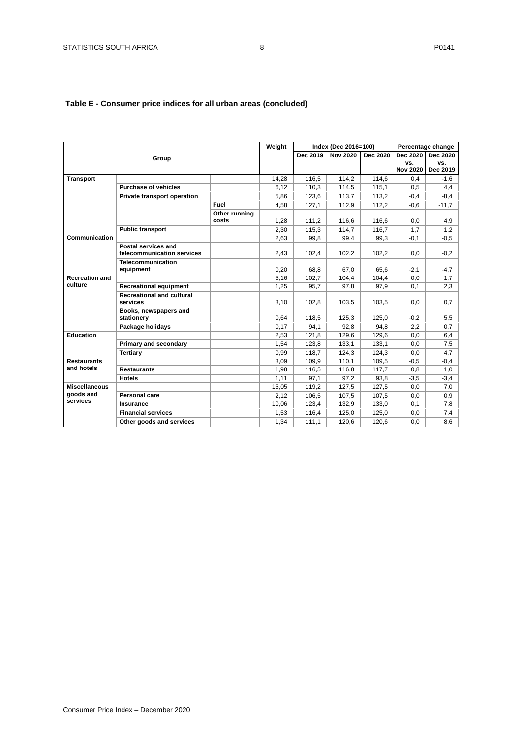**Table E - Consumer price indices for all urban areas (concluded)**

| Group | | | Weight | Index (Dec 2016=100) | | | Percentage change | |
|---|---|---|---|---|---|---|---|---|
| | | | | Dec 2019 | Nov 2020 | Dec 2020 | Dec 2020 vs. Nov 2020 | Dec 2020 vs. Dec 2019 |
| **Transport** | | | 14,28 | 116,5 | 114,2 | 114,6 | 0,4 | -1,6 |
| | **Purchase of vehicles** | | 6,12 | 110,3 | 114,5 | 115,1 | 0,5 | 4,4 |
| | **Private transport operation** | | 5,86 | 123,6 | 113,7 | 113,2 | -0,4 | -8,4 |
| | | **Fuel** | 4,58 | 127,1 | 112,9 | 112,2 | -0,6 | -11,7 |
| | | **Other running costs** | 1,28 | 111,2 | 116,6 | 116,6 | 0,0 | 4,9 |
| | **Public transport** | | 2,30 | 115,3 | 114,7 | 116,7 | 1,7 | 1,2 |
| **Communication** | | | 2,63 | 99,8 | 99,4 | 99,3 | -0,1 | -0,5 |
| | **Postal services and telecommunication services** | | 2,43 | 102,4 | 102,2 | 102,2 | 0,0 | -0,2 |
| | **Telecommunication equipment** | | 0,20 | 68,8 | 67,0 | 65,6 | -2,1 | -4,7 |
| **Recreation and culture** | | | 5,16 | 102,7 | 104,4 | 104,4 | 0,0 | 1,7 |
| | **Recreational equipment** | | 1,25 | 95,7 | 97,8 | 97,9 | 0,1 | 2,3 |
| | **Recreational and cultural services** | | 3,10 | 102,8 | 103,5 | 103,5 | 0,0 | 0,7 |
| | **Books, newspapers and stationery** | | 0,64 | 118,5 | 125,3 | 125,0 | -0,2 | 5,5 |
| | **Package holidays** | | 0,17 | 94,1 | 92,8 | 94,8 | 2,2 | 0,7 |
| **Education** | | | 2,53 | 121,8 | 129,6 | 129,6 | 0,0 | 6,4 |
| | **Primary and secondary** | | 1,54 | 123,8 | 133,1 | 133,1 | 0,0 | 7,5 |
| | **Tertiary** | | 0,99 | 118,7 | 124,3 | 124,3 | 0,0 | 4,7 |
| **Restaurants and hotels** | | | 3,09 | 109,9 | 110,1 | 109,5 | -0,5 | -0,4 |
| | **Restaurants** | | 1,98 | 116,5 | 116,8 | 117,7 | 0,8 | 1,0 |
| | **Hotels** | | 1,11 | 97,1 | 97,2 | 93,8 | -3,5 | -3,4 |
| **Miscellaneous goods and services** | | | 15,05 | 119,2 | 127,5 | 127,5 | 0,0 | 7,0 |
| | **Personal care** | | 2,12 | 106,5 | 107,5 | 107,5 | 0,0 | 0,9 |
| | **Insurance** | | 10,06 | 123,4 | 132,9 | 133,0 | 0,1 | 7,8 |
| | **Financial services** | | 1,53 | 116,4 | 125,0 | 125,0 | 0,0 | 7,4 |
| | **Other goods and services** | | 1,34 | 111,1 | 120,6 | 120,6 | 0,0 | 8,6 |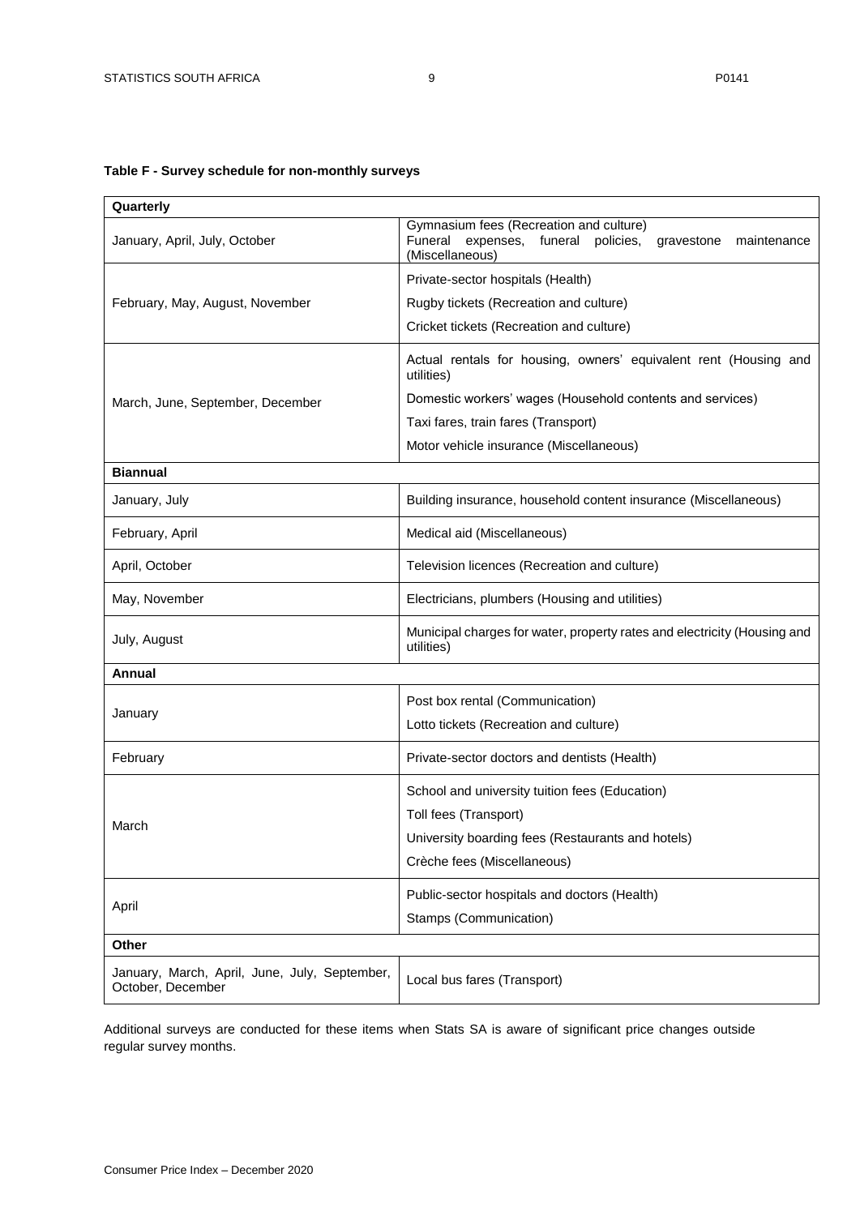**Table F - Survey schedule for non-monthly surveys**

| **Quarterly** | |
|---|---|
| January, April, July, October | Gymnasium fees (Recreation and culture)<br>Funeral expenses, funeral policies, gravestone maintenance (Miscellaneous) |
| February, May, August, November | Private-sector hospitals (Health)<br>Rugby tickets (Recreation and culture)<br>Cricket tickets (Recreation and culture) |
| March, June, September, December | Actual rentals for housing, owners' equivalent rent (Housing and utilities)<br>Domestic workers' wages (Household contents and services)<br>Taxi fares, train fares (Transport)<br>Motor vehicle insurance (Miscellaneous) |
| **Biannual** | |
| January, July | Building insurance, household content insurance (Miscellaneous) |
| February, April | Medical aid (Miscellaneous) |
| April, October | Television licences (Recreation and culture) |
| May, November | Electricians, plumbers (Housing and utilities) |
| July, August | Municipal charges for water, property rates and electricity (Housing and utilities) |
| **Annual** | |
| January | Post box rental (Communication)<br>Lotto tickets (Recreation and culture) |
| February | Private-sector doctors and dentists (Health) |
| March | School and university tuition fees (Education)<br>Toll fees (Transport)<br>University boarding fees (Restaurants and hotels)<br>Crèche fees (Miscellaneous) |
| April | Public-sector hospitals and doctors (Health)<br>Stamps (Communication) |
| **Other** | |
| January, March, April, June, July, September, October, December | Local bus fares (Transport) |

Additional surveys are conducted for these items when Stats SA is aware of significant price changes outside regular survey months.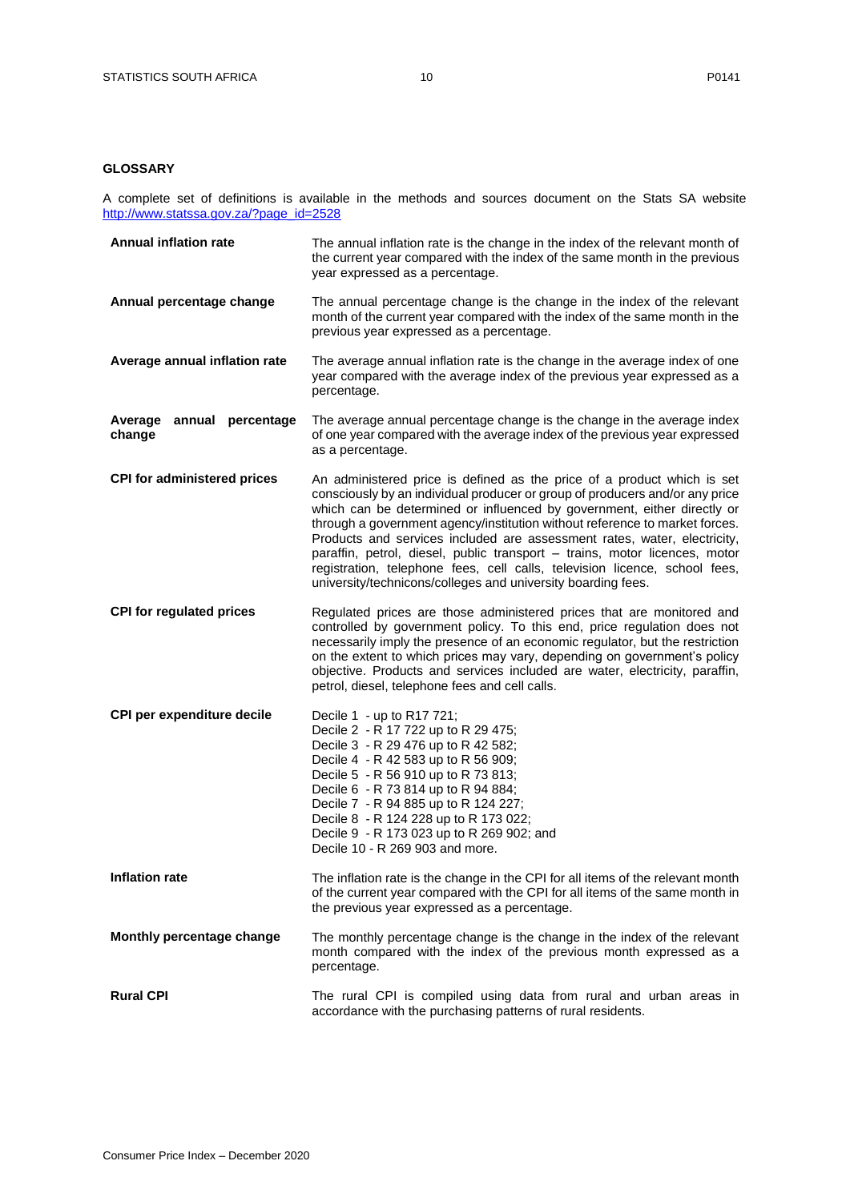## GLOSSARY

A complete set of definitions is available in the methods and sources document on the Stats SA website [http://www.statssa.gov.za/?page_id=2528](http://www.statssa.gov.za/?page_id=2528)

**Annual inflation rate**

The annual inflation rate is the change in the index of the relevant month of the current year compared with the index of the same month in the previous year expressed as a percentage.

**Annual percentage change**

The annual percentage change is the change in the index of the relevant month of the current year compared with the index of the same month in the previous year expressed as a percentage.

**Average annual inflation rate**

The average annual inflation rate is the change in the average index of one year compared with the average index of the previous year expressed as a percentage.

**Average annual percentage change**

The average annual percentage change is the change in the average index of one year compared with the average index of the previous year expressed as a percentage.

**CPI for administered prices**

An administered price is defined as the price of a product which is set consciously by an individual producer or group of producers and/or any price which can be determined or influenced by government, either directly or through a government agency/institution without reference to market forces. Products and services included are assessment rates, water, electricity, paraffin, petrol, diesel, public transport – trains, motor licences, motor registration, telephone fees, cell calls, television licence, school fees, university/technicons/colleges and university boarding fees.

**CPI for regulated prices**

Regulated prices are those administered prices that are monitored and controlled by government policy. To this end, price regulation does not necessarily imply the presence of an economic regulator, but the restriction on the extent to which prices may vary, depending on government's policy objective. Products and services included are water, electricity, paraffin, petrol, diesel, telephone fees and cell calls.

**CPI per expenditure decile**

Decile 1 - up to R17 721;
Decile 2 - R 17 722 up to R 29 475;
Decile 3 - R 29 476 up to R 42 582;
Decile 4 - R 42 583 up to R 56 909;
Decile 5 - R 56 910 up to R 73 813;
Decile 6 - R 73 814 up to R 94 884;
Decile 7 - R 94 885 up to R 124 227;
Decile 8 - R 124 228 up to R 173 022;
Decile 9 - R 173 023 up to R 269 902; and
Decile 10 - R 269 903 and more.

**Inflation rate**

The inflation rate is the change in the CPI for all items of the relevant month of the current year compared with the CPI for all items of the same month in the previous year expressed as a percentage.

**Monthly percentage change**

The monthly percentage change is the change in the index of the relevant month compared with the index of the previous month expressed as a percentage.

**Rural CPI**

The rural CPI is compiled using data from rural and urban areas in accordance with the purchasing patterns of rural residents.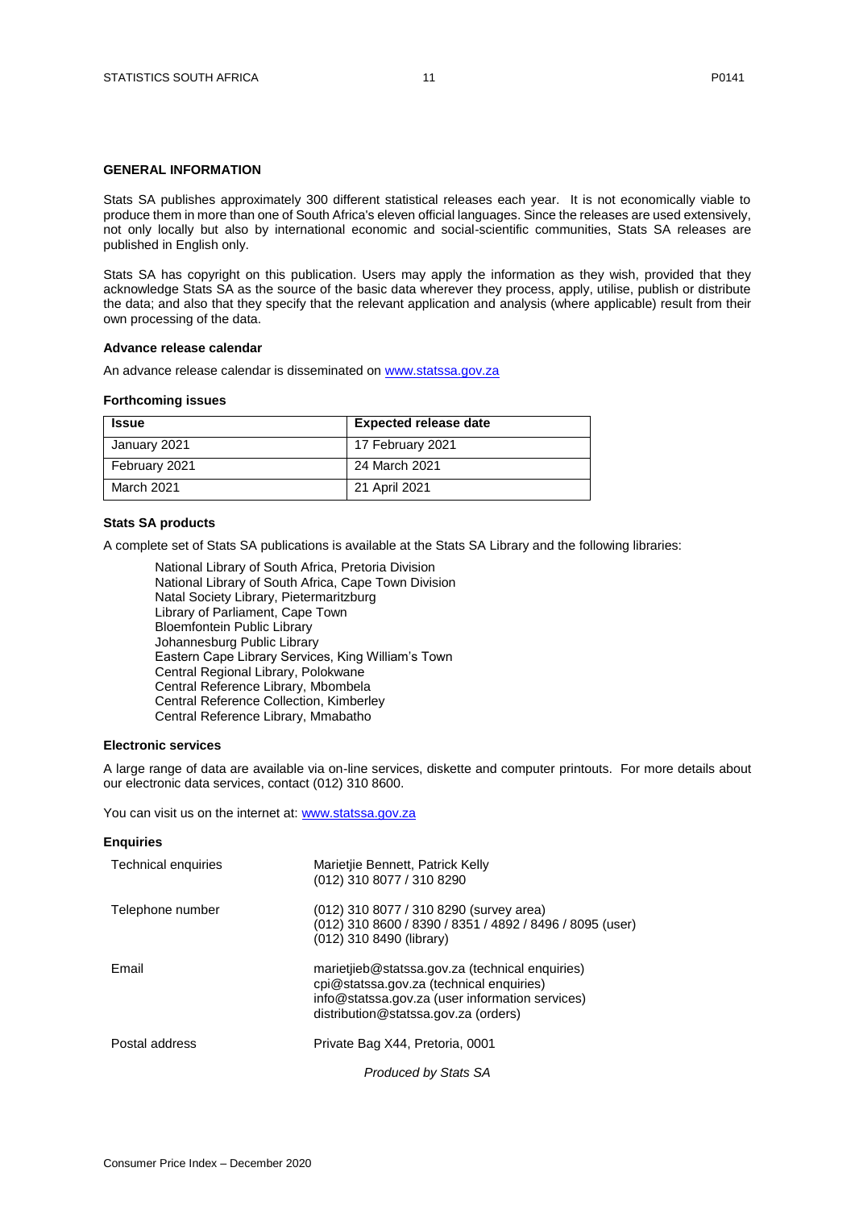## GENERAL INFORMATION

Stats SA publishes approximately 300 different statistical releases each year. It is not economically viable to produce them in more than one of South Africa's eleven official languages. Since the releases are used extensively, not only locally but also by international economic and social-scientific communities, Stats SA releases are published in English only.

Stats SA has copyright on this publication. Users may apply the information as they wish, provided that they acknowledge Stats SA as the source of the basic data wherever they process, apply, utilise, publish or distribute the data; and also that they specify that the relevant application and analysis (where applicable) result from their own processing of the data.

### Advance release calendar

An advance release calendar is disseminated on www.statssa.gov.za

### Forthcoming issues

| Issue | Expected release date |
|---|---|
| January 2021 | 17 February 2021 |
| February 2021 | 24 March 2021 |
| March 2021 | 21 April 2021 |

### Stats SA products

A complete set of Stats SA publications is available at the Stats SA Library and the following libraries:

National Library of South Africa, Pretoria Division
National Library of South Africa, Cape Town Division
Natal Society Library, Pietermaritzburg
Library of Parliament, Cape Town
Bloemfontein Public Library
Johannesburg Public Library
Eastern Cape Library Services, King William's Town
Central Regional Library, Polokwane
Central Reference Library, Mbombela
Central Reference Collection, Kimberley
Central Reference Library, Mmabatho

### Electronic services

A large range of data are available via on-line services, diskette and computer printouts. For more details about our electronic data services, contact (012) 310 8600.

You can visit us on the internet at: www.statssa.gov.za

### Enquiries

| | |
|---|---|
| Technical enquiries | Marietjie Bennett, Patrick Kelly<br>(012) 310 8077 / 310 8290 |
| Telephone number | (012) 310 8077 / 310 8290 (survey area)<br>(012) 310 8600 / 8390 / 8351 / 4892 / 8496 / 8095 (user)<br>(012) 310 8490 (library) |
| Email | marietjieb@statssa.gov.za (technical enquiries)<br>cpi@statssa.gov.za (technical enquiries)<br>info@statssa.gov.za (user information services)<br>distribution@statssa.gov.za (orders) |
| Postal address | Private Bag X44, Pretoria, 0001 |

*Produced by Stats SA*